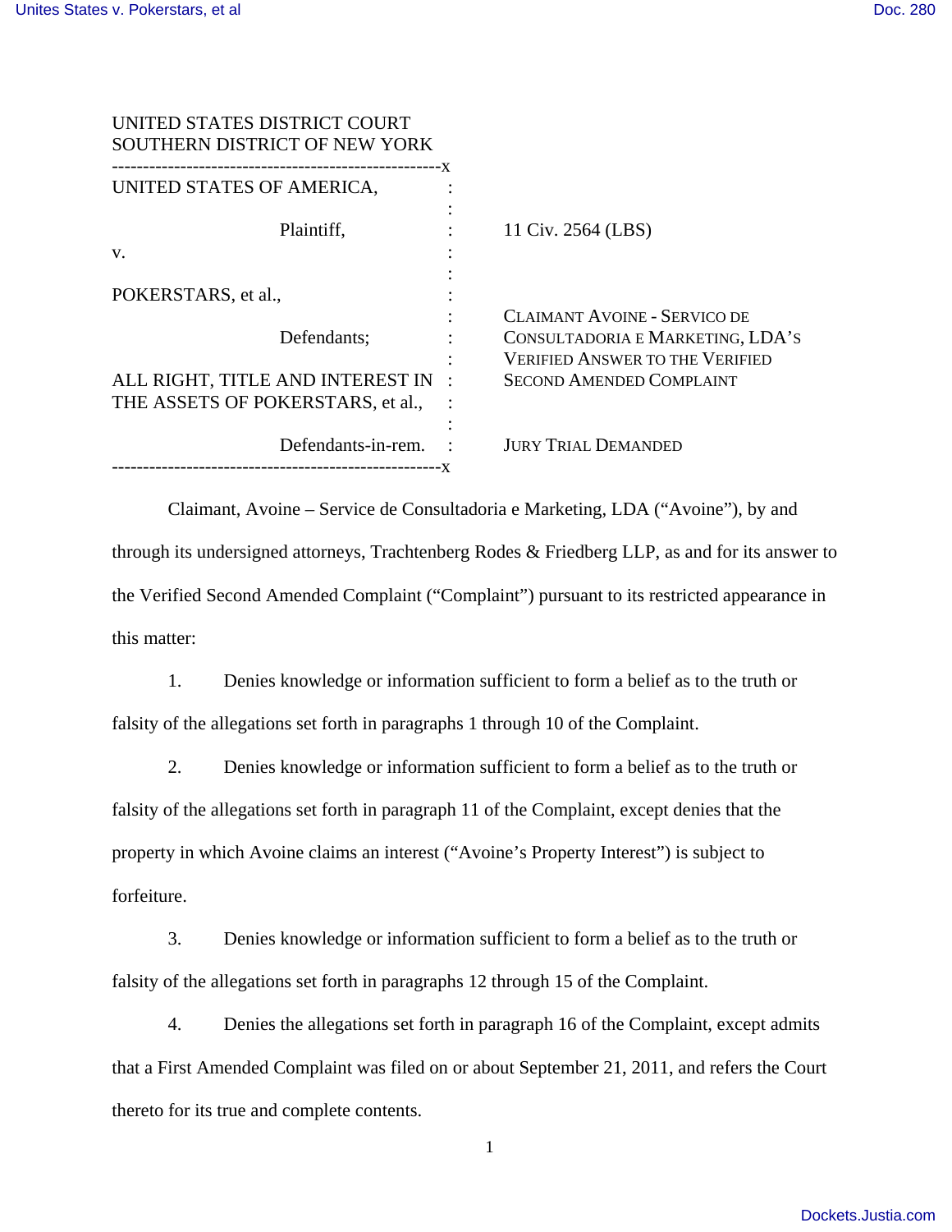UNITED STATES DISTRICT COURT
SOUTHERN DISTRICT OF NEW YORK

| | | |
|---|---|---|
| UNITED STATES OF AMERICA, | : | |
| Plaintiff, | : | 11 Civ. 2564 (LBS) |
| v. | : | |
| POKERSTARS, et al., | : | |
| Defendants; | : | CLAIMANT AVOINE - SERVICO DE CONSULTADORIA E MARKETING, LDA'S VERIFIED ANSWER TO THE VERIFIED SECOND AMENDED COMPLAINT |
| ALL RIGHT, TITLE AND INTEREST IN THE ASSETS OF POKERSTARS, et al., | : | |
| Defendants-in-rem. | : | JURY TRIAL DEMANDED |

Claimant, Avoine – Service de Consultadoria e Marketing, LDA ("Avoine"), by and through its undersigned attorneys, Trachtenberg Rodes & Friedberg LLP, as and for its answer to the Verified Second Amended Complaint ("Complaint") pursuant to its restricted appearance in this matter:

1. Denies knowledge or information sufficient to form a belief as to the truth or falsity of the allegations set forth in paragraphs 1 through 10 of the Complaint.

2. Denies knowledge or information sufficient to form a belief as to the truth or falsity of the allegations set forth in paragraph 11 of the Complaint, except denies that the property in which Avoine claims an interest ("Avoine's Property Interest") is subject to forfeiture.

3. Denies knowledge or information sufficient to form a belief as to the truth or falsity of the allegations set forth in paragraphs 12 through 15 of the Complaint.

4. Denies the allegations set forth in paragraph 16 of the Complaint, except admits that a First Amended Complaint was filed on or about September 21, 2011, and refers the Court thereto for its true and complete contents.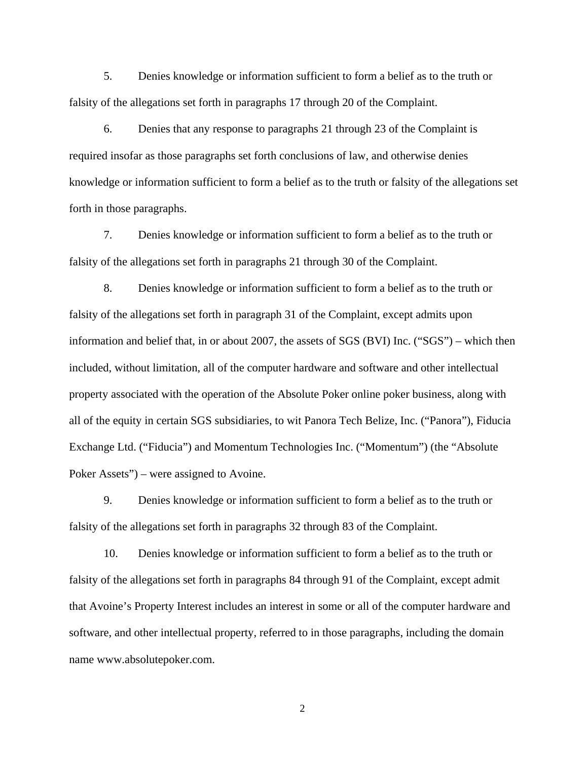5. Denies knowledge or information sufficient to form a belief as to the truth or falsity of the allegations set forth in paragraphs 17 through 20 of the Complaint.

6. Denies that any response to paragraphs 21 through 23 of the Complaint is required insofar as those paragraphs set forth conclusions of law, and otherwise denies knowledge or information sufficient to form a belief as to the truth or falsity of the allegations set forth in those paragraphs.

7. Denies knowledge or information sufficient to form a belief as to the truth or falsity of the allegations set forth in paragraphs 21 through 30 of the Complaint.

8. Denies knowledge or information sufficient to form a belief as to the truth or falsity of the allegations set forth in paragraph 31 of the Complaint, except admits upon information and belief that, in or about 2007, the assets of SGS (BVI) Inc. ("SGS") – which then included, without limitation, all of the computer hardware and software and other intellectual property associated with the operation of the Absolute Poker online poker business, along with all of the equity in certain SGS subsidiaries, to wit Panora Tech Belize, Inc. ("Panora"), Fiducia Exchange Ltd. ("Fiducia") and Momentum Technologies Inc. ("Momentum") (the "Absolute Poker Assets") – were assigned to Avoine.

9. Denies knowledge or information sufficient to form a belief as to the truth or falsity of the allegations set forth in paragraphs 32 through 83 of the Complaint.

10. Denies knowledge or information sufficient to form a belief as to the truth or falsity of the allegations set forth in paragraphs 84 through 91 of the Complaint, except admit that Avoine's Property Interest includes an interest in some or all of the computer hardware and software, and other intellectual property, referred to in those paragraphs, including the domain name www.absolutepoker.com.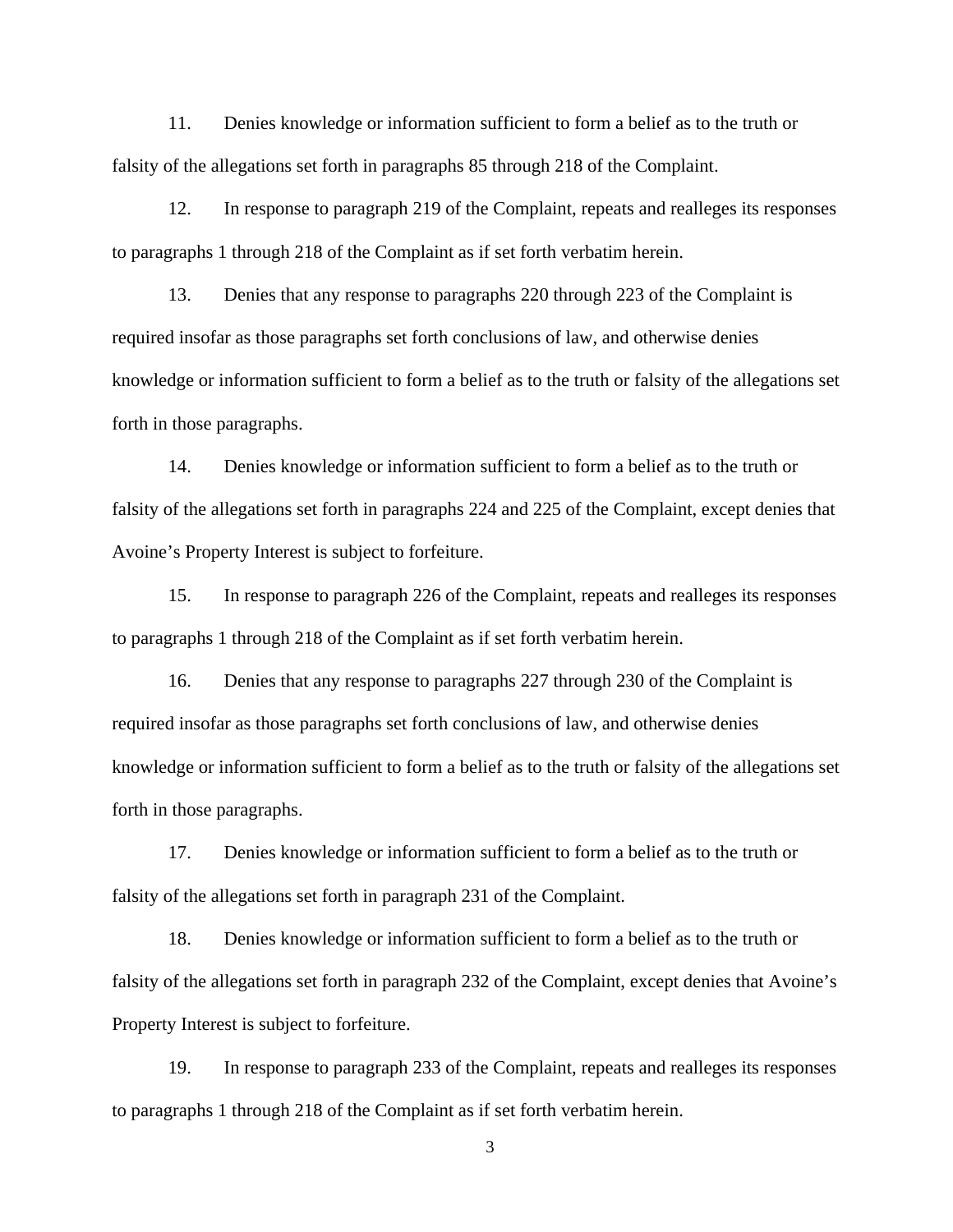11. Denies knowledge or information sufficient to form a belief as to the truth or falsity of the allegations set forth in paragraphs 85 through 218 of the Complaint.

12. In response to paragraph 219 of the Complaint, repeats and realleges its responses to paragraphs 1 through 218 of the Complaint as if set forth verbatim herein.

13. Denies that any response to paragraphs 220 through 223 of the Complaint is required insofar as those paragraphs set forth conclusions of law, and otherwise denies knowledge or information sufficient to form a belief as to the truth or falsity of the allegations set forth in those paragraphs.

14. Denies knowledge or information sufficient to form a belief as to the truth or falsity of the allegations set forth in paragraphs 224 and 225 of the Complaint, except denies that Avoine's Property Interest is subject to forfeiture.

15. In response to paragraph 226 of the Complaint, repeats and realleges its responses to paragraphs 1 through 218 of the Complaint as if set forth verbatim herein.

16. Denies that any response to paragraphs 227 through 230 of the Complaint is required insofar as those paragraphs set forth conclusions of law, and otherwise denies knowledge or information sufficient to form a belief as to the truth or falsity of the allegations set forth in those paragraphs.

17. Denies knowledge or information sufficient to form a belief as to the truth or falsity of the allegations set forth in paragraph 231 of the Complaint.

18. Denies knowledge or information sufficient to form a belief as to the truth or falsity of the allegations set forth in paragraph 232 of the Complaint, except denies that Avoine's Property Interest is subject to forfeiture.

19. In response to paragraph 233 of the Complaint, repeats and realleges its responses to paragraphs 1 through 218 of the Complaint as if set forth verbatim herein.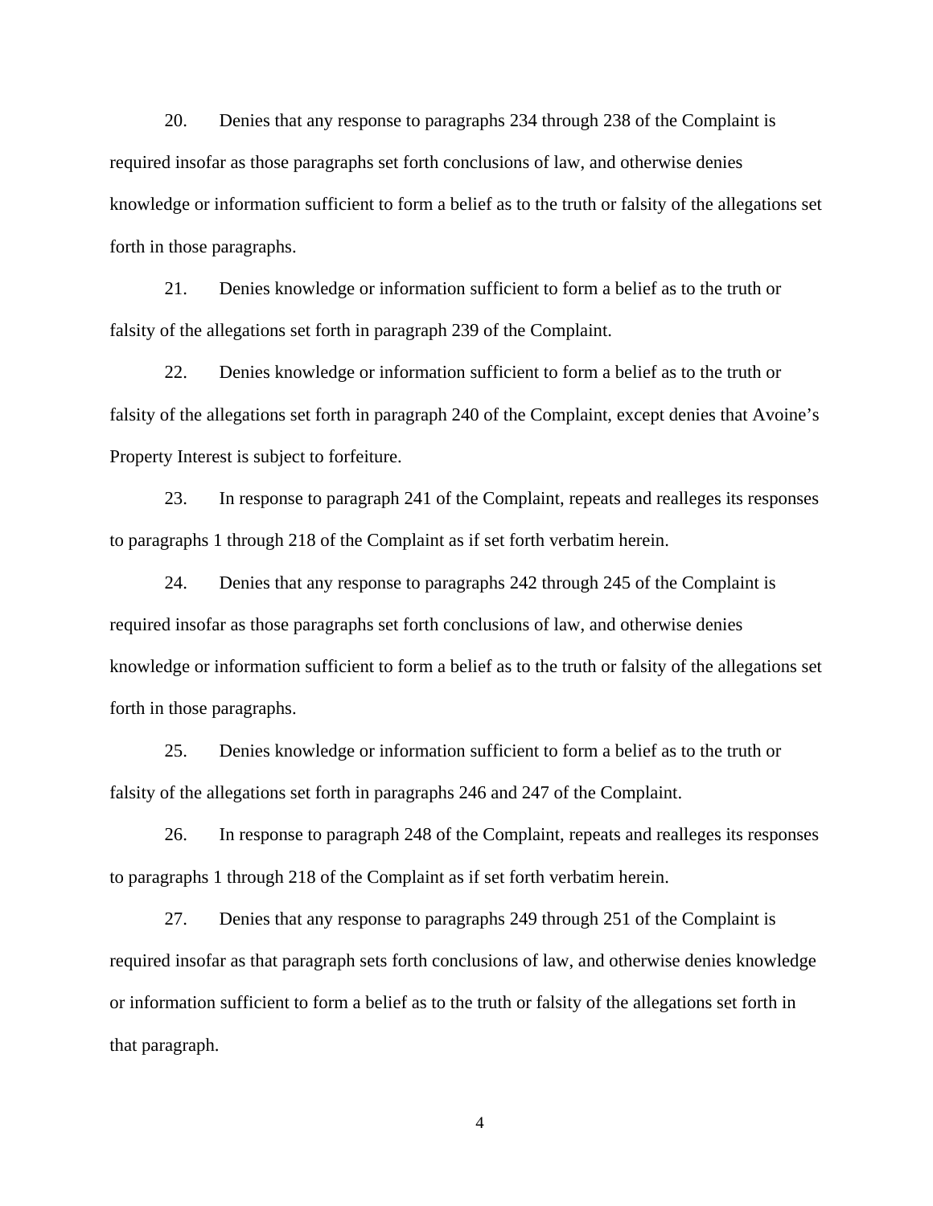20. Denies that any response to paragraphs 234 through 238 of the Complaint is required insofar as those paragraphs set forth conclusions of law, and otherwise denies knowledge or information sufficient to form a belief as to the truth or falsity of the allegations set forth in those paragraphs.

21. Denies knowledge or information sufficient to form a belief as to the truth or falsity of the allegations set forth in paragraph 239 of the Complaint.

22. Denies knowledge or information sufficient to form a belief as to the truth or falsity of the allegations set forth in paragraph 240 of the Complaint, except denies that Avoine's Property Interest is subject to forfeiture.

23. In response to paragraph 241 of the Complaint, repeats and realleges its responses to paragraphs 1 through 218 of the Complaint as if set forth verbatim herein.

24. Denies that any response to paragraphs 242 through 245 of the Complaint is required insofar as those paragraphs set forth conclusions of law, and otherwise denies knowledge or information sufficient to form a belief as to the truth or falsity of the allegations set forth in those paragraphs.

25. Denies knowledge or information sufficient to form a belief as to the truth or falsity of the allegations set forth in paragraphs 246 and 247 of the Complaint.

26. In response to paragraph 248 of the Complaint, repeats and realleges its responses to paragraphs 1 through 218 of the Complaint as if set forth verbatim herein.

27. Denies that any response to paragraphs 249 through 251 of the Complaint is required insofar as that paragraph sets forth conclusions of law, and otherwise denies knowledge or information sufficient to form a belief as to the truth or falsity of the allegations set forth in that paragraph.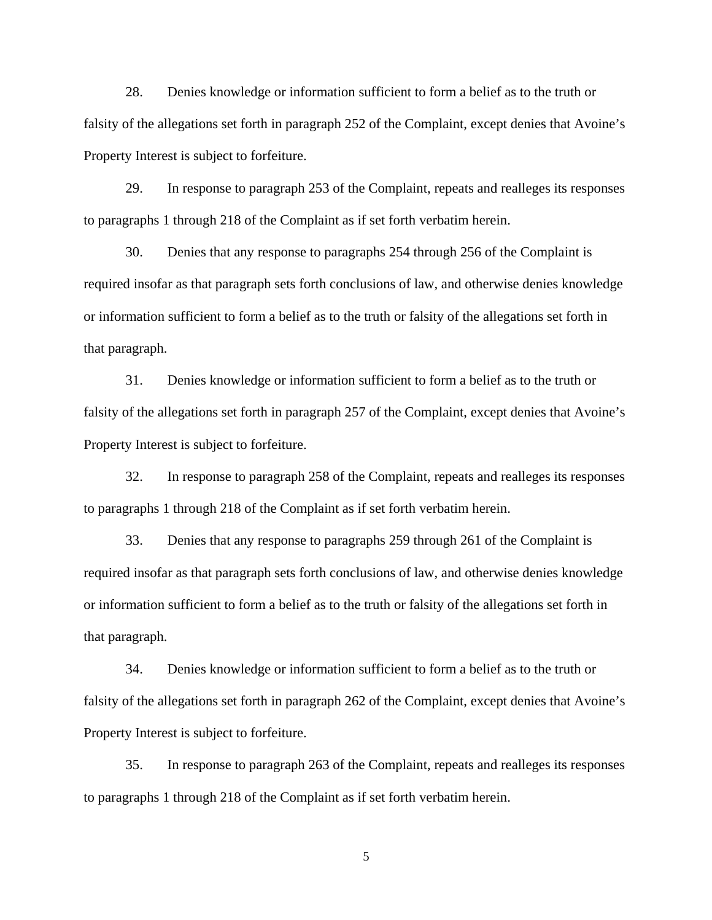28. Denies knowledge or information sufficient to form a belief as to the truth or falsity of the allegations set forth in paragraph 252 of the Complaint, except denies that Avoine's Property Interest is subject to forfeiture.

29. In response to paragraph 253 of the Complaint, repeats and realleges its responses to paragraphs 1 through 218 of the Complaint as if set forth verbatim herein.

30. Denies that any response to paragraphs 254 through 256 of the Complaint is required insofar as that paragraph sets forth conclusions of law, and otherwise denies knowledge or information sufficient to form a belief as to the truth or falsity of the allegations set forth in that paragraph.

31. Denies knowledge or information sufficient to form a belief as to the truth or falsity of the allegations set forth in paragraph 257 of the Complaint, except denies that Avoine's Property Interest is subject to forfeiture.

32. In response to paragraph 258 of the Complaint, repeats and realleges its responses to paragraphs 1 through 218 of the Complaint as if set forth verbatim herein.

33. Denies that any response to paragraphs 259 through 261 of the Complaint is required insofar as that paragraph sets forth conclusions of law, and otherwise denies knowledge or information sufficient to form a belief as to the truth or falsity of the allegations set forth in that paragraph.

34. Denies knowledge or information sufficient to form a belief as to the truth or falsity of the allegations set forth in paragraph 262 of the Complaint, except denies that Avoine's Property Interest is subject to forfeiture.

35. In response to paragraph 263 of the Complaint, repeats and realleges its responses to paragraphs 1 through 218 of the Complaint as if set forth verbatim herein.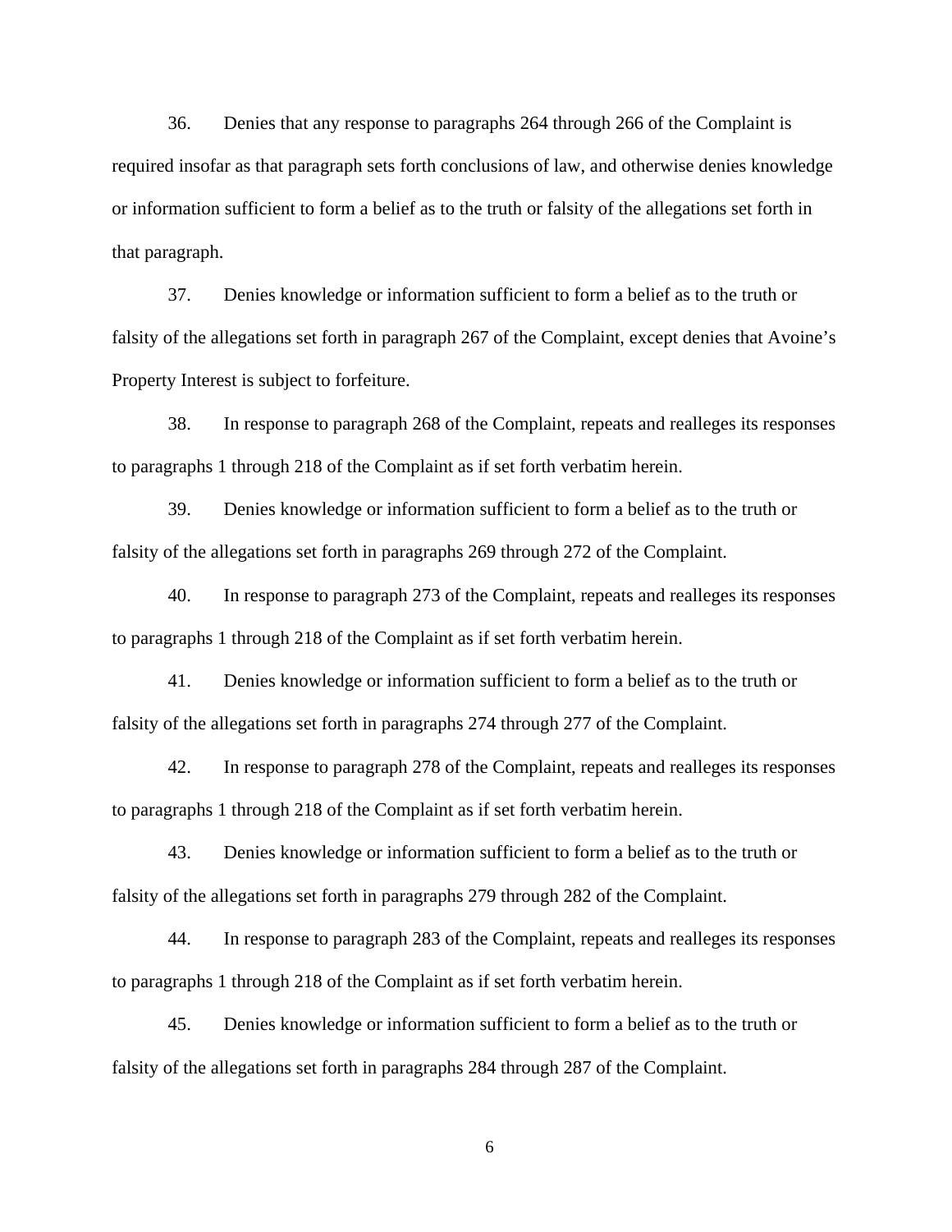36. Denies that any response to paragraphs 264 through 266 of the Complaint is required insofar as that paragraph sets forth conclusions of law, and otherwise denies knowledge or information sufficient to form a belief as to the truth or falsity of the allegations set forth in that paragraph.

37. Denies knowledge or information sufficient to form a belief as to the truth or falsity of the allegations set forth in paragraph 267 of the Complaint, except denies that Avoine's Property Interest is subject to forfeiture.

38. In response to paragraph 268 of the Complaint, repeats and realleges its responses to paragraphs 1 through 218 of the Complaint as if set forth verbatim herein.

39. Denies knowledge or information sufficient to form a belief as to the truth or falsity of the allegations set forth in paragraphs 269 through 272 of the Complaint.

40. In response to paragraph 273 of the Complaint, repeats and realleges its responses to paragraphs 1 through 218 of the Complaint as if set forth verbatim herein.

41. Denies knowledge or information sufficient to form a belief as to the truth or falsity of the allegations set forth in paragraphs 274 through 277 of the Complaint.

42. In response to paragraph 278 of the Complaint, repeats and realleges its responses to paragraphs 1 through 218 of the Complaint as if set forth verbatim herein.

43. Denies knowledge or information sufficient to form a belief as to the truth or falsity of the allegations set forth in paragraphs 279 through 282 of the Complaint.

44. In response to paragraph 283 of the Complaint, repeats and realleges its responses to paragraphs 1 through 218 of the Complaint as if set forth verbatim herein.

45. Denies knowledge or information sufficient to form a belief as to the truth or falsity of the allegations set forth in paragraphs 284 through 287 of the Complaint.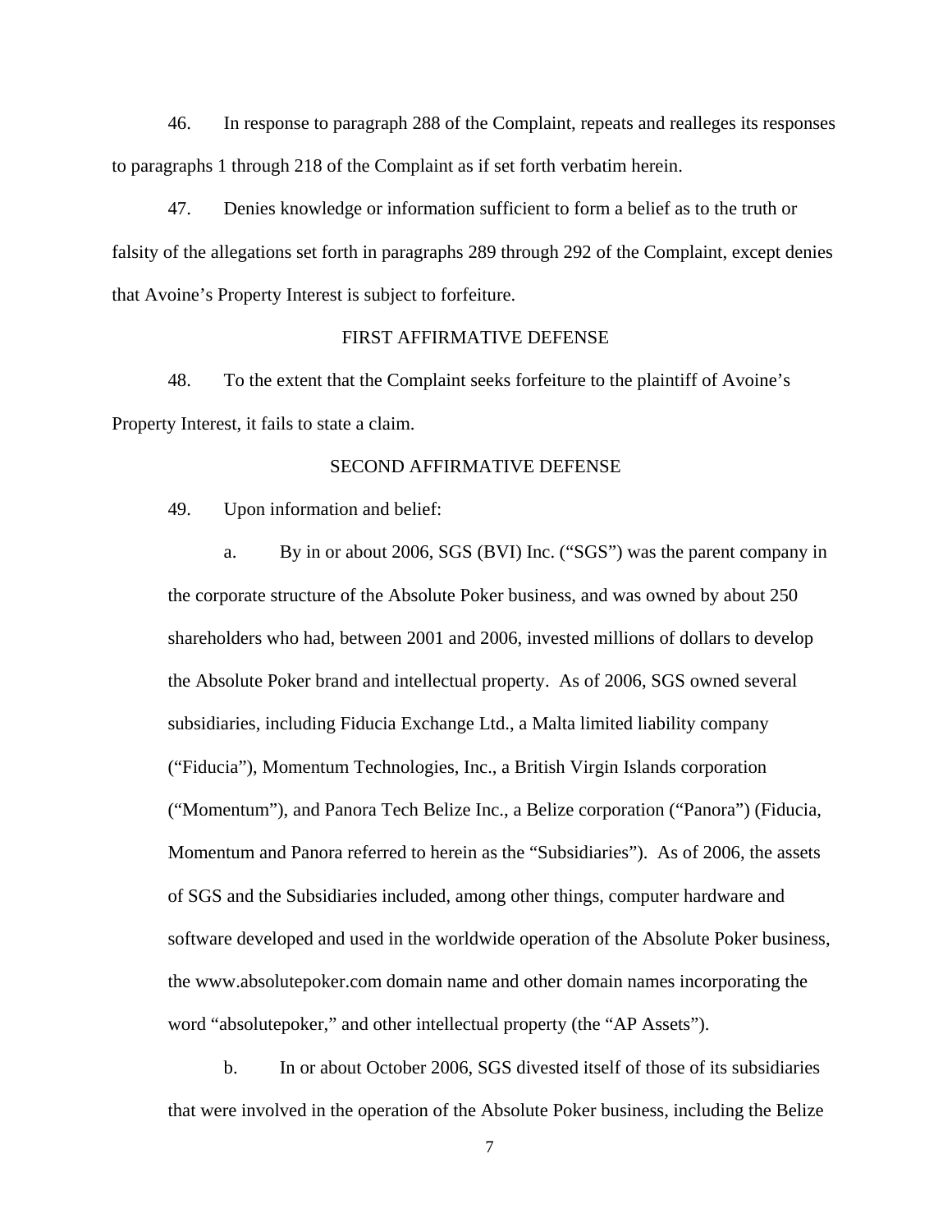46. In response to paragraph 288 of the Complaint, repeats and realleges its responses to paragraphs 1 through 218 of the Complaint as if set forth verbatim herein.

47. Denies knowledge or information sufficient to form a belief as to the truth or falsity of the allegations set forth in paragraphs 289 through 292 of the Complaint, except denies that Avoine's Property Interest is subject to forfeiture.

FIRST AFFIRMATIVE DEFENSE

48. To the extent that the Complaint seeks forfeiture to the plaintiff of Avoine's Property Interest, it fails to state a claim.

SECOND AFFIRMATIVE DEFENSE

49. Upon information and belief:

a. By in or about 2006, SGS (BVI) Inc. ("SGS") was the parent company in the corporate structure of the Absolute Poker business, and was owned by about 250 shareholders who had, between 2001 and 2006, invested millions of dollars to develop the Absolute Poker brand and intellectual property. As of 2006, SGS owned several subsidiaries, including Fiducia Exchange Ltd., a Malta limited liability company ("Fiducia"), Momentum Technologies, Inc., a British Virgin Islands corporation ("Momentum"), and Panora Tech Belize Inc., a Belize corporation ("Panora") (Fiducia, Momentum and Panora referred to herein as the "Subsidiaries"). As of 2006, the assets of SGS and the Subsidiaries included, among other things, computer hardware and software developed and used in the worldwide operation of the Absolute Poker business, the www.absolutepoker.com domain name and other domain names incorporating the word "absolutepoker," and other intellectual property (the "AP Assets").

b. In or about October 2006, SGS divested itself of those of its subsidiaries that were involved in the operation of the Absolute Poker business, including the Belize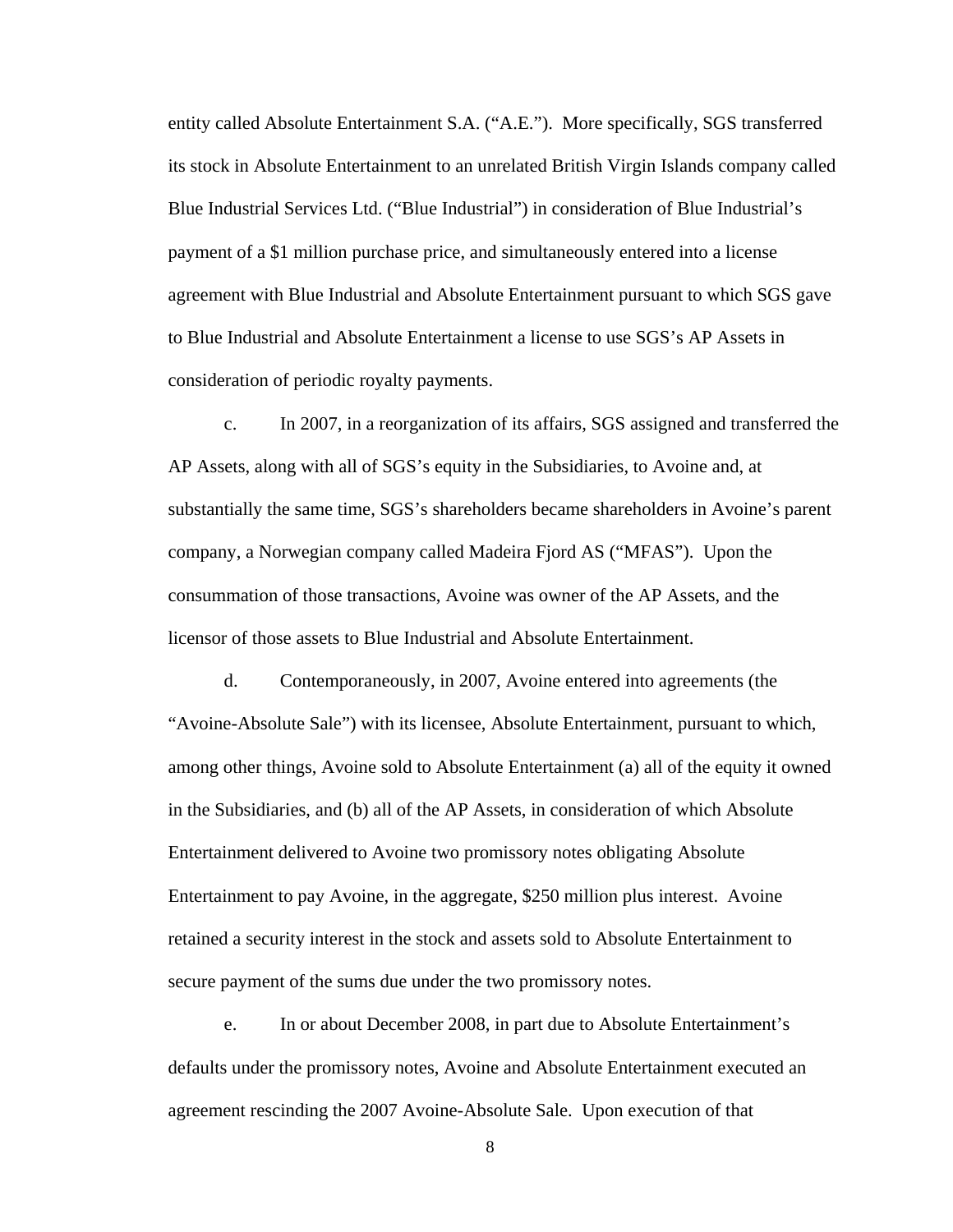entity called Absolute Entertainment S.A. ("A.E."). More specifically, SGS transferred its stock in Absolute Entertainment to an unrelated British Virgin Islands company called Blue Industrial Services Ltd. ("Blue Industrial") in consideration of Blue Industrial's payment of a $1 million purchase price, and simultaneously entered into a license agreement with Blue Industrial and Absolute Entertainment pursuant to which SGS gave to Blue Industrial and Absolute Entertainment a license to use SGS's AP Assets in consideration of periodic royalty payments.

c. In 2007, in a reorganization of its affairs, SGS assigned and transferred the AP Assets, along with all of SGS's equity in the Subsidiaries, to Avoine and, at substantially the same time, SGS's shareholders became shareholders in Avoine's parent company, a Norwegian company called Madeira Fjord AS ("MFAS"). Upon the consummation of those transactions, Avoine was owner of the AP Assets, and the licensor of those assets to Blue Industrial and Absolute Entertainment.

d. Contemporaneously, in 2007, Avoine entered into agreements (the "Avoine-Absolute Sale") with its licensee, Absolute Entertainment, pursuant to which, among other things, Avoine sold to Absolute Entertainment (a) all of the equity it owned in the Subsidiaries, and (b) all of the AP Assets, in consideration of which Absolute Entertainment delivered to Avoine two promissory notes obligating Absolute Entertainment to pay Avoine, in the aggregate, $250 million plus interest. Avoine retained a security interest in the stock and assets sold to Absolute Entertainment to secure payment of the sums due under the two promissory notes.

e. In or about December 2008, in part due to Absolute Entertainment's defaults under the promissory notes, Avoine and Absolute Entertainment executed an agreement rescinding the 2007 Avoine-Absolute Sale. Upon execution of that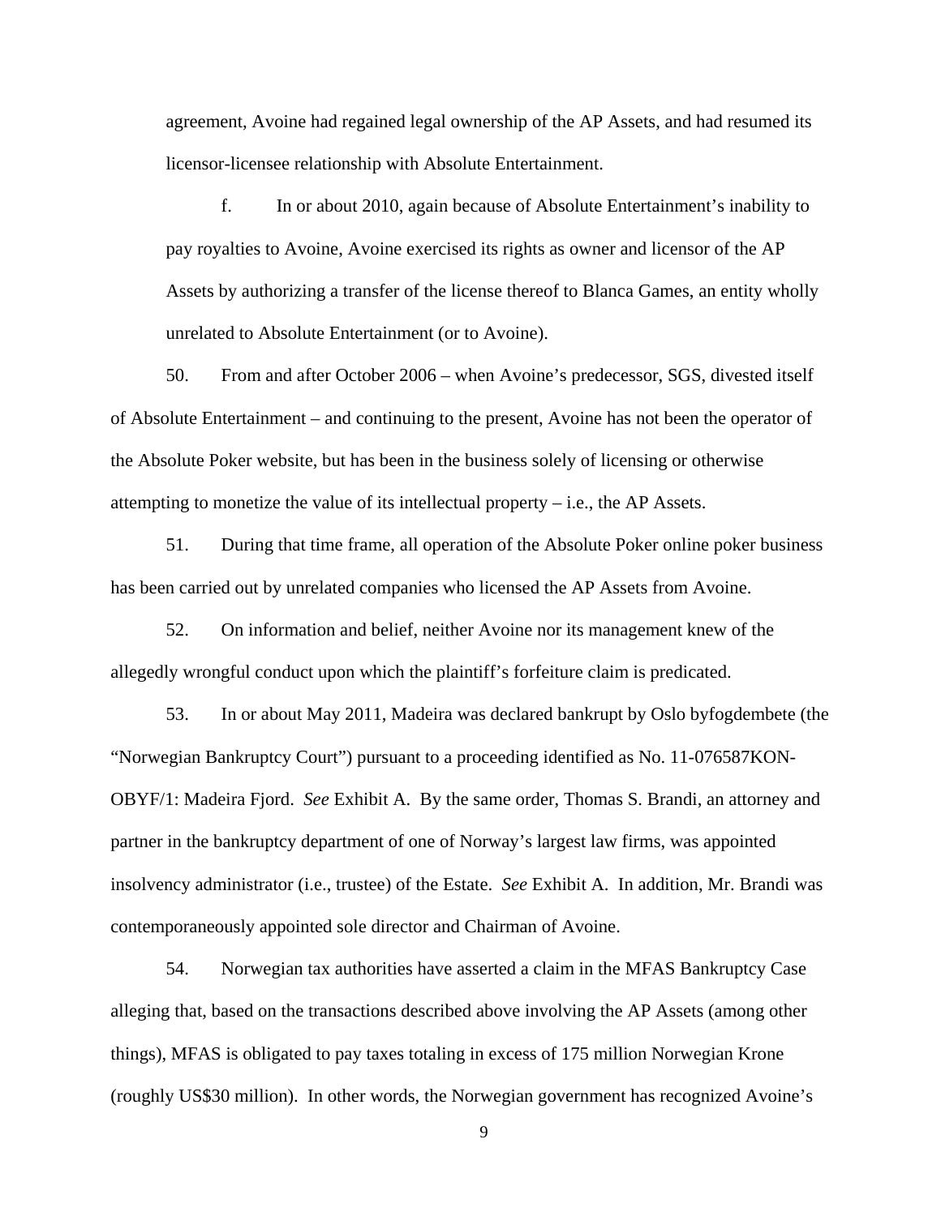agreement, Avoine had regained legal ownership of the AP Assets, and had resumed its licensor-licensee relationship with Absolute Entertainment.

f. In or about 2010, again because of Absolute Entertainment's inability to pay royalties to Avoine, Avoine exercised its rights as owner and licensor of the AP Assets by authorizing a transfer of the license thereof to Blanca Games, an entity wholly unrelated to Absolute Entertainment (or to Avoine).

50. From and after October 2006 – when Avoine's predecessor, SGS, divested itself of Absolute Entertainment – and continuing to the present, Avoine has not been the operator of the Absolute Poker website, but has been in the business solely of licensing or otherwise attempting to monetize the value of its intellectual property – i.e., the AP Assets.

51. During that time frame, all operation of the Absolute Poker online poker business has been carried out by unrelated companies who licensed the AP Assets from Avoine.

52. On information and belief, neither Avoine nor its management knew of the allegedly wrongful conduct upon which the plaintiff's forfeiture claim is predicated.

53. In or about May 2011, Madeira was declared bankrupt by Oslo byfogdembete (the "Norwegian Bankruptcy Court") pursuant to a proceeding identified as No. 11-076587KON-OBYF/1: Madeira Fjord. *See* Exhibit A. By the same order, Thomas S. Brandi, an attorney and partner in the bankruptcy department of one of Norway's largest law firms, was appointed insolvency administrator (i.e., trustee) of the Estate. *See* Exhibit A. In addition, Mr. Brandi was contemporaneously appointed sole director and Chairman of Avoine.

54. Norwegian tax authorities have asserted a claim in the MFAS Bankruptcy Case alleging that, based on the transactions described above involving the AP Assets (among other things), MFAS is obligated to pay taxes totaling in excess of 175 million Norwegian Krone (roughly US$30 million). In other words, the Norwegian government has recognized Avoine's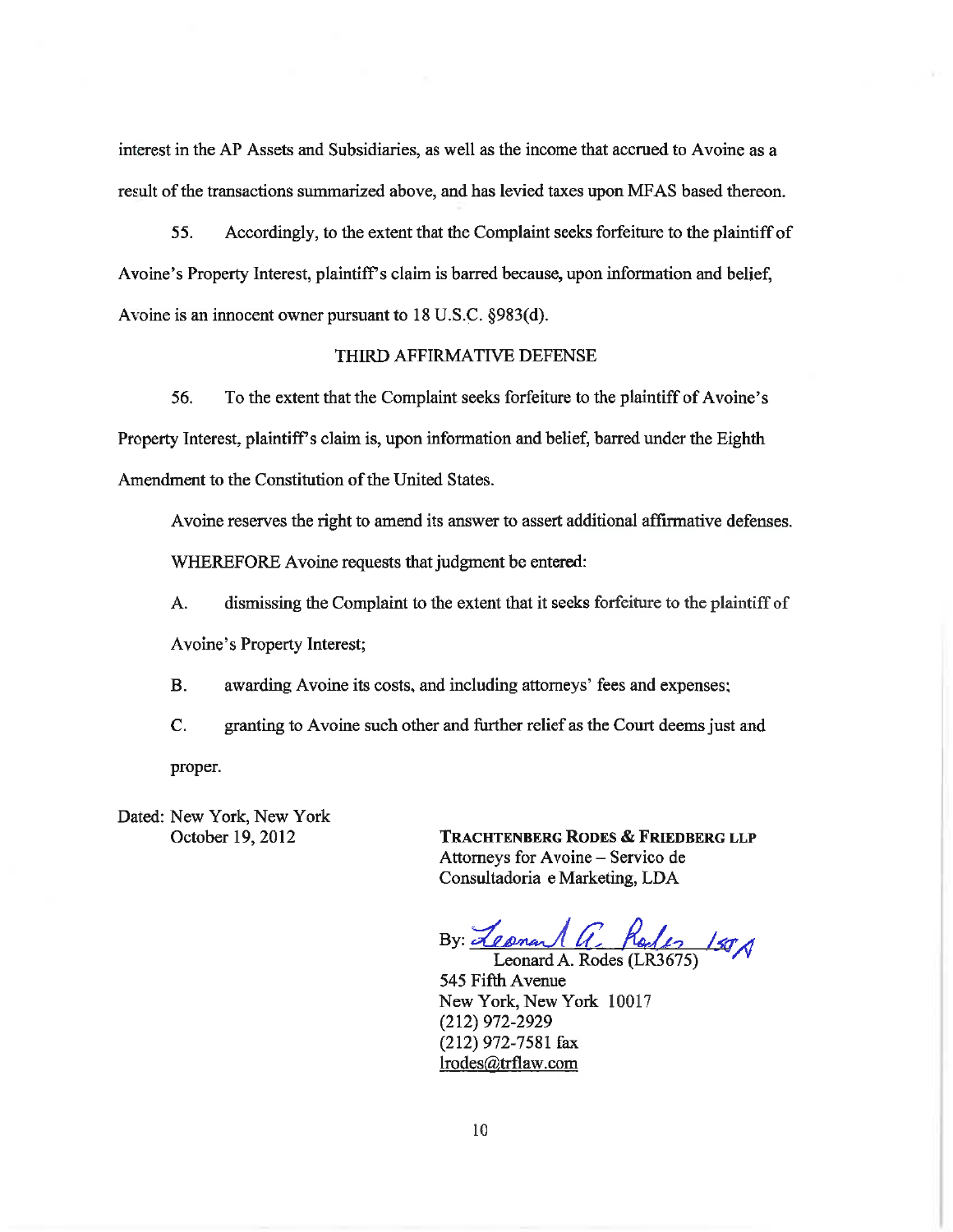interest in the AP Assets and Subsidiaries, as well as the income that accrued to Avoine as a result of the transactions summarized above, and has levied taxes upon MFAS based thereon.

55. Accordingly, to the extent that the Complaint seeks forfeiture to the plaintiff of Avoine's Property Interest, plaintiff's claim is barred because, upon information and belief, Avoine is an innocent owner pursuant to 18 U.S.C. §983(d).

### THIRD AFFIRMATIVE DEFENSE

56. To the extent that the Complaint seeks forfeiture to the plaintiff of Avoine's Property Interest, plaintiff's claim is, upon information and belief, barred under the Eighth Amendment to the Constitution of the United States.

Avoine reserves the right to amend its answer to assert additional affirmative defenses.

WHEREFORE Avoine requests that judgment be entered:

A. dismissing the Complaint to the extent that it seeks forfeiture to the plaintiff of Avoine's Property Interest;

B. awarding Avoine its costs, and including attorneys' fees and expenses;

C. granting to Avoine such other and further relief as the Court deems just and proper.

Dated: New York, New York
October 19, 2012

**TRACHTENBERG RODES & FRIEDBERG LLP**
Attorneys for Avoine – Servico de Consultadoria e Marketing, LDA

By: *Leonard A. Rodes* /SGA
Leonard A. Rodes (LR3675)
545 Fifth Avenue
New York, New York 10017
(212) 972-2929
(212) 972-7581 fax
lrodes@trflaw.com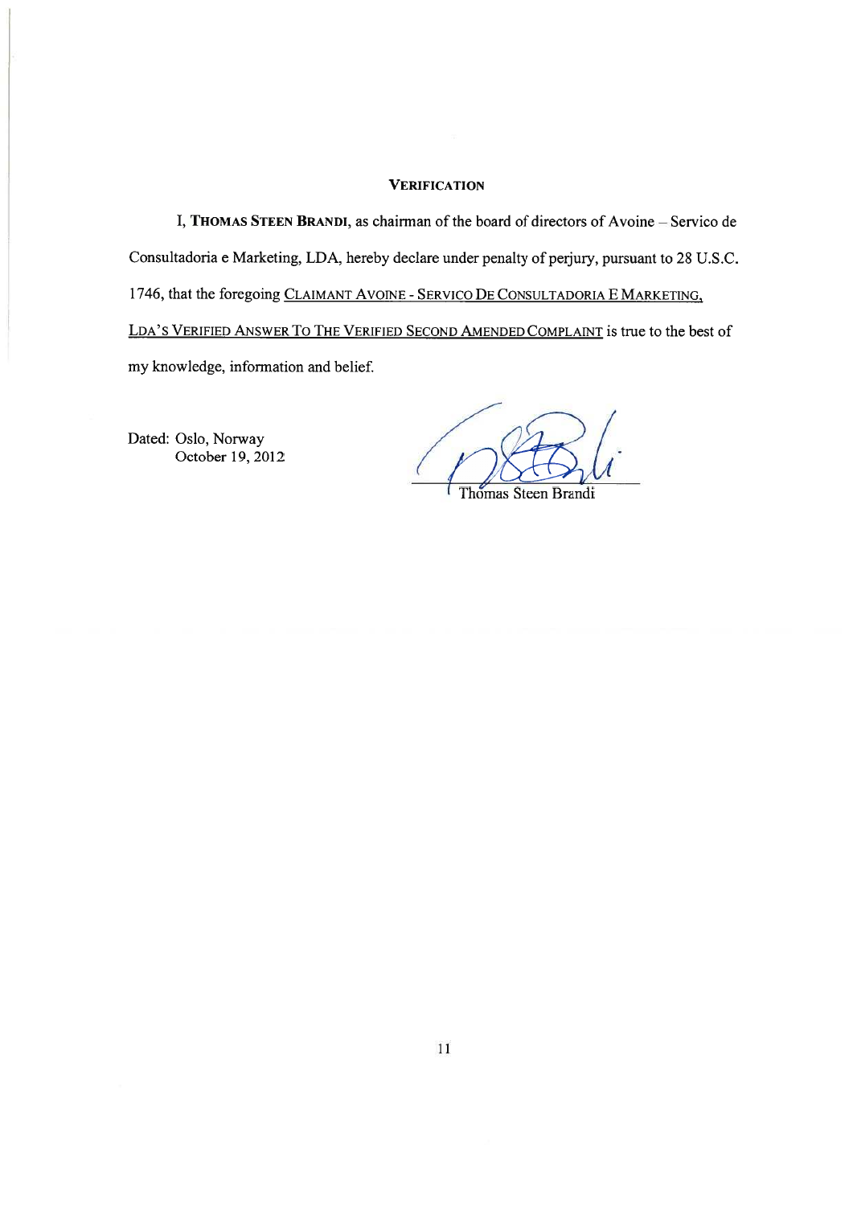**VERIFICATION**

I, **THOMAS STEEN BRANDI**, as chairman of the board of directors of Avoine – Servico de Consultadoria e Marketing, LDA, hereby declare under penalty of perjury, pursuant to 28 U.S.C. 1746, that the foregoing CLAIMANT AVOINE - SERVICO DE CONSULTADORIA E MARKETING, LDA'S VERIFIED ANSWER TO THE VERIFIED SECOND AMENDED COMPLAINT is true to the best of my knowledge, information and belief.

Dated: Oslo, Norway
October 19, 2012

Thomas Steen Brandi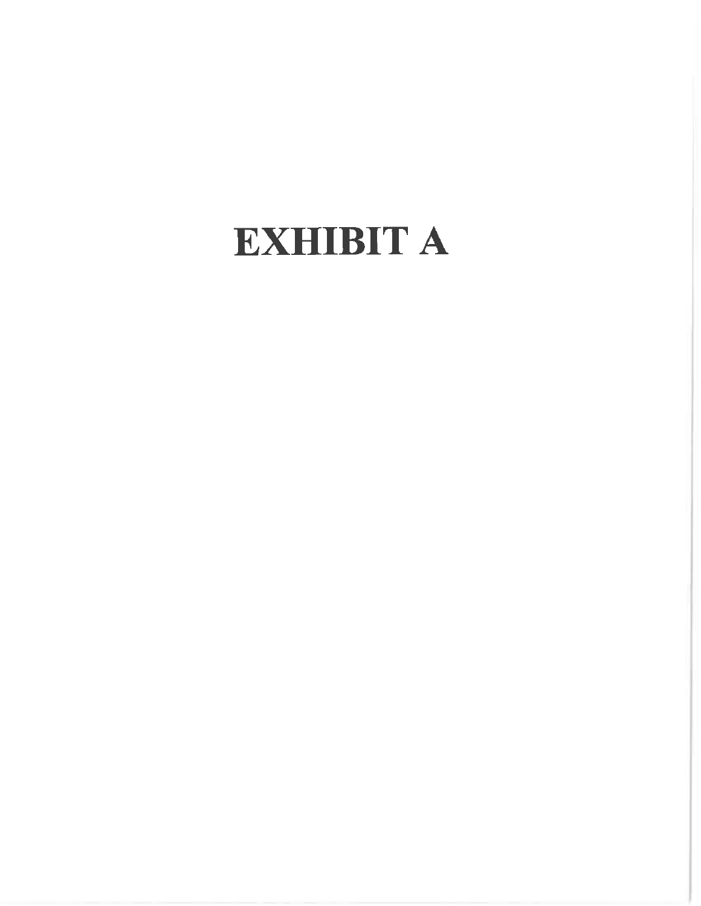# EXHIBIT A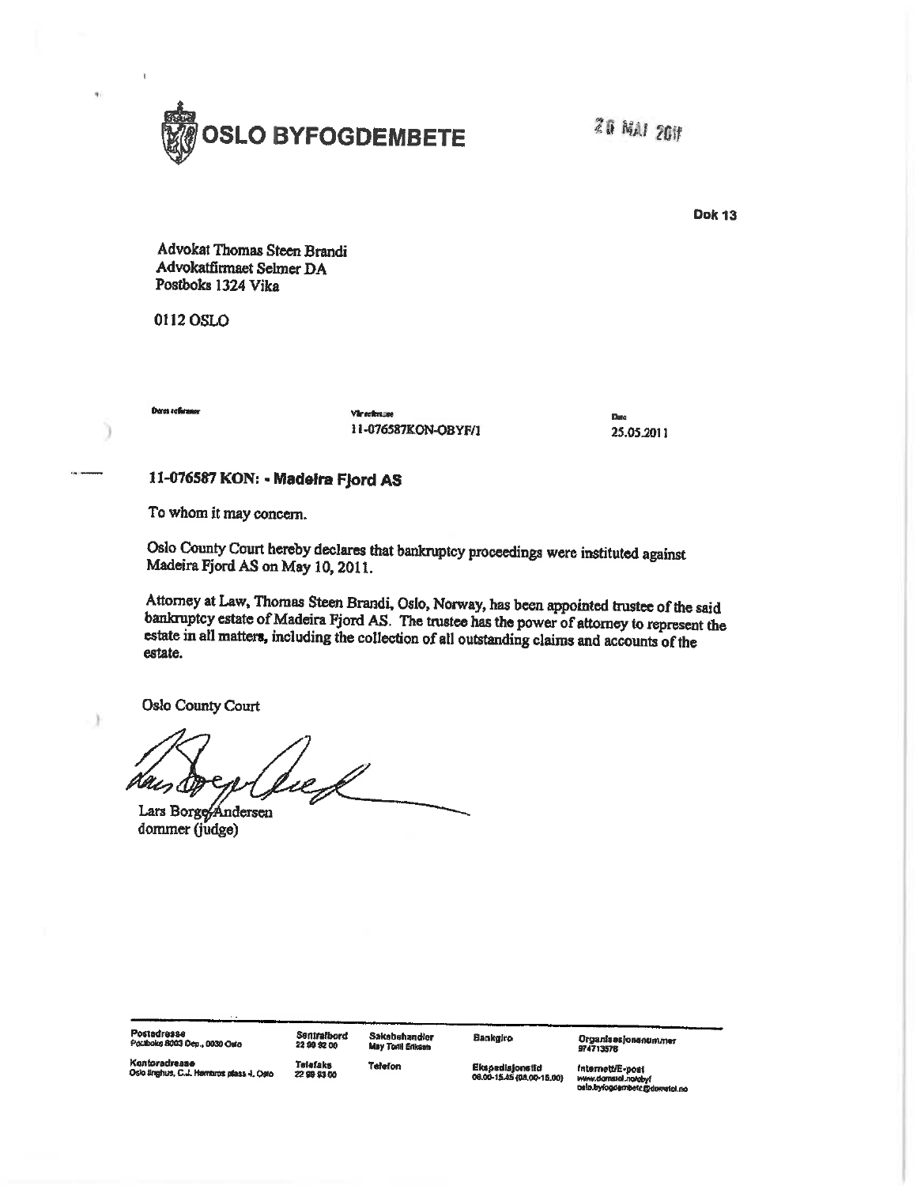# OSLO BYFOGDEMBETE

26 MAI 2011

**Dok 13**

Advokat Thomas Steen Brandi
Advokatfirmaet Selmer DA
Postboks 1324 Vika

0112 OSLO

| Deres referanse | Vår referanse | Dato |
|---|---|---|
| | 11-076587KON-OBYF/1 | 25.05.2011 |

**11-076587 KON: - Madeira Fjord AS**

To whom it may concern.

Oslo County Court hereby declares that bankruptcy proceedings were instituted against Madeira Fjord AS on May 10, 2011.

Attorney at Law, Thomas Steen Brandi, Oslo, Norway, has been appointed trustee of the said bankruptcy estate of Madeira Fjord AS. The trustee has the power of attorney to represent the estate in all matters, including the collection of all outstanding claims and accounts of the estate.

Oslo County Court

Lars Borge Andersen
dommer (judge)

| Postadresse | Sentralbord | Saksbehandler | Bankgiro | Organisasjonsnummer |
|---|---|---|---|---|
| Postboks 8003 Dep., 0030 Oslo | 22 99 92 00 | May Torill Eriksen | | 974713576 |
| **Kontoradresse** | **Telefaks** | **Telefon** | **Ekspedisjonstid** | **Internett/E-post** |
| Oslo tinghus, C.J. Hambros plass 4, Oslo | 22 99 93 60 | | 08.00-15.45 (08.00-15.00) | www.domstol.no/obyf oslo.byfogdembete@domstol.no |